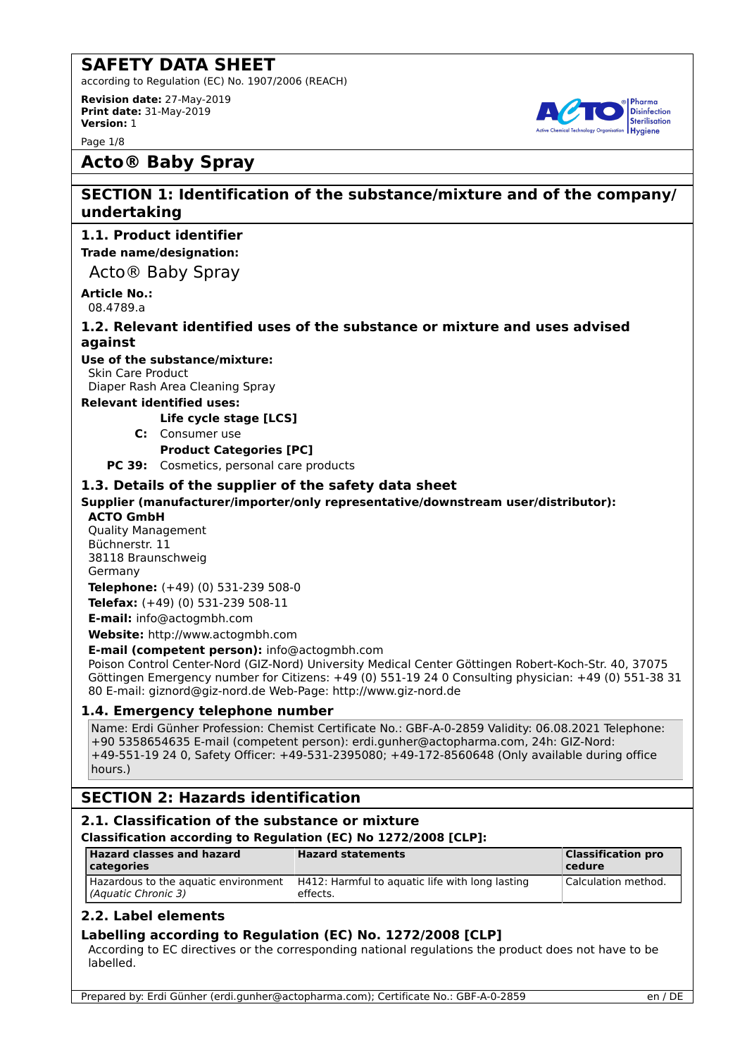# SAFETY DATA SHEET

according to Regulation (EC) No. 1907/2006 (REACH)

**Revision date:** 27-May-2019
**Print date:** 31-May-2019
**Version:** 1

## Acto® Baby Spray

## SECTION 1: Identification of the substance/mixture and of the company/ undertaking

### 1.1. Product identifier

**Trade name/designation:**

Acto® Baby Spray

**Article No.:**
08.4789.a

### 1.2. Relevant identified uses of the substance or mixture and uses advised against

**Use of the substance/mixture:**
Skin Care Product
Diaper Rash Area Cleaning Spray

**Relevant identified uses:**

**Life cycle stage [LCS]**
**C:** Consumer use

**Product Categories [PC]**
**PC 39:** Cosmetics, personal care products

### 1.3. Details of the supplier of the safety data sheet

**Supplier (manufacturer/importer/only representative/downstream user/distributor):**

**ACTO GmbH**
Quality Management
Büchnerstr. 11
38118 Braunschweig
Germany

**Telephone:** (+49) (0) 531-239 508-0
**Telefax:** (+49) (0) 531-239 508-11
**E-mail:** info@actogmbh.com
**Website:** http://www.actogmbh.com
**E-mail (competent person):** info@actogmbh.com
Poison Control Center-Nord (GIZ-Nord) University Medical Center Göttingen Robert-Koch-Str. 40, 37075 Göttingen Emergency number for Citizens: +49 (0) 551-19 24 0 Consulting physician: +49 (0) 551-38 31 80 E-mail: giznord@giz-nord.de Web-Page: http://www.giz-nord.de

### 1.4. Emergency telephone number

Name: Erdi Günher Profession: Chemist Certificate No.: GBF-A-0-2859 Validity: 06.08.2021 Telephone: +90 5358654635 E-mail (competent person): erdi.gunher@actopharma.com, 24h: GIZ-Nord: +49-551-19 24 0, Safety Officer: +49-531-2395080; +49-172-8560648 (Only available during office hours.)

## SECTION 2: Hazards identification

### 2.1. Classification of the substance or mixture

**Classification according to Regulation (EC) No 1272/2008 [CLP]:**

| Hazard classes and hazard categories | Hazard statements | Classification procedure |
|---|---|---|
| Hazardous to the aquatic environment *(Aquatic Chronic 3)* | H412: Harmful to aquatic life with long lasting effects. | Calculation method. |

### 2.2. Label elements

**Labelling according to Regulation (EC) No. 1272/2008 [CLP]**

According to EC directives or the corresponding national regulations the product does not have to be labelled.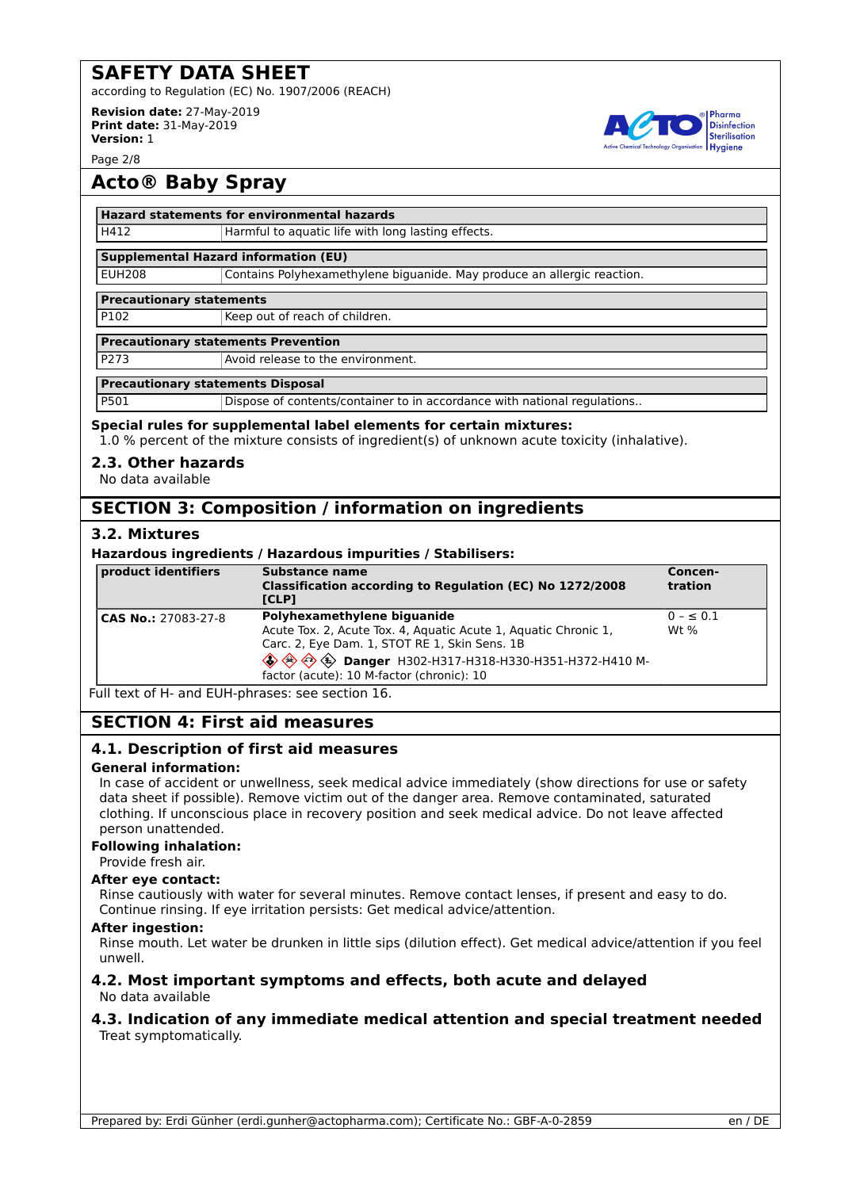| Hazard statements for environmental hazards | |
|---|---|
| H412 | Harmful to aquatic life with long lasting effects. |

| Supplemental Hazard information (EU) | |
|---|---|
| EUH208 | Contains Polyhexamethylene biguanide. May produce an allergic reaction. |

| Precautionary statements | |
|---|---|
| P102 | Keep out of reach of children. |

| Precautionary statements Prevention | |
|---|---|
| P273 | Avoid release to the environment. |

| Precautionary statements Disposal | |
|---|---|
| P501 | Dispose of contents/container to in accordance with national regulations.. |

**Special rules for supplemental label elements for certain mixtures:**

1.0 % percent of the mixture consists of ingredient(s) of unknown acute toxicity (inhalative).

### 2.3. Other hazards

No data available

## SECTION 3: Composition / information on ingredients

### 3.2. Mixtures

**Hazardous ingredients / Hazardous impurities / Stabilisers:**

| product identifiers | Substance name<br>Classification according to Regulation (EC) No 1272/2008 [CLP] | Concen-tration |
|---|---|---|
| **CAS No.:** 27083-27-8 | **Polyhexamethylene biguanide**<br>Acute Tox. 2, Acute Tox. 4, Aquatic Acute 1, Aquatic Chronic 1, Carc. 2, Eye Dam. 1, STOT RE 1, Skin Sens. 1B<br>**Danger** H302-H317-H318-H330-H351-H372-H410 M-factor (acute): 10 M-factor (chronic): 10 | 0 – ≤ 0.1 Wt % |

Full text of H- and EUH-phrases: see section 16.

## SECTION 4: First aid measures

### 4.1. Description of first aid measures

**General information:**

In case of accident or unwellness, seek medical advice immediately (show directions for use or safety data sheet if possible). Remove victim out of the danger area. Remove contaminated, saturated clothing. If unconscious place in recovery position and seek medical advice. Do not leave affected person unattended.

**Following inhalation:**

Provide fresh air.

**After eye contact:**

Rinse cautiously with water for several minutes. Remove contact lenses, if present and easy to do. Continue rinsing. If eye irritation persists: Get medical advice/attention.

**After ingestion:**

Rinse mouth. Let water be drunken in little sips (dilution effect). Get medical advice/attention if you feel unwell.

### 4.2. Most important symptoms and effects, both acute and delayed

No data available

### 4.3. Indication of any immediate medical attention and special treatment needed

Treat symptomatically.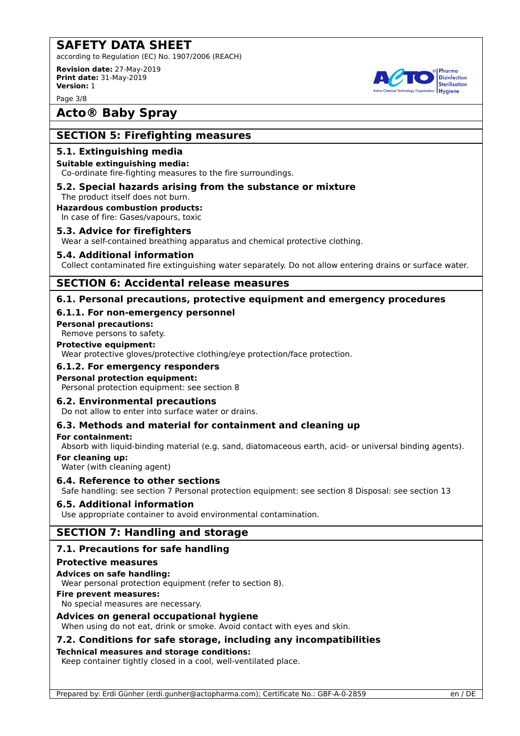## SECTION 5: Firefighting measures

### 5.1. Extinguishing media

**Suitable extinguishing media:**

Co-ordinate fire-fighting measures to the fire surroundings.

### 5.2. Special hazards arising from the substance or mixture

The product itself does not burn.

**Hazardous combustion products:**

In case of fire: Gases/vapours, toxic

### 5.3. Advice for firefighters

Wear a self-contained breathing apparatus and chemical protective clothing.

### 5.4. Additional information

Collect contaminated fire extinguishing water separately. Do not allow entering drains or surface water.

## SECTION 6: Accidental release measures

### 6.1. Personal precautions, protective equipment and emergency procedures

#### 6.1.1. For non-emergency personnel

**Personal precautions:**

Remove persons to safety.

**Protective equipment:**

Wear protective gloves/protective clothing/eye protection/face protection.

#### 6.1.2. For emergency responders

**Personal protection equipment:**

Personal protection equipment: see section 8

### 6.2. Environmental precautions

Do not allow to enter into surface water or drains.

### 6.3. Methods and material for containment and cleaning up

**For containment:**

Absorb with liquid-binding material (e.g. sand, diatomaceous earth, acid- or universal binding agents).

**For cleaning up:**

Water (with cleaning agent)

### 6.4. Reference to other sections

Safe handling: see section 7 Personal protection equipment: see section 8 Disposal: see section 13

### 6.5. Additional information

Use appropriate container to avoid environmental contamination.

## SECTION 7: Handling and storage

### 7.1. Precautions for safe handling

#### Protective measures

**Advices on safe handling:**

Wear personal protection equipment (refer to section 8).

**Fire prevent measures:**

No special measures are necessary.

#### Advices on general occupational hygiene

When using do not eat, drink or smoke. Avoid contact with eyes and skin.

### 7.2. Conditions for safe storage, including any incompatibilities

**Technical measures and storage conditions:**

Keep container tightly closed in a cool, well-ventilated place.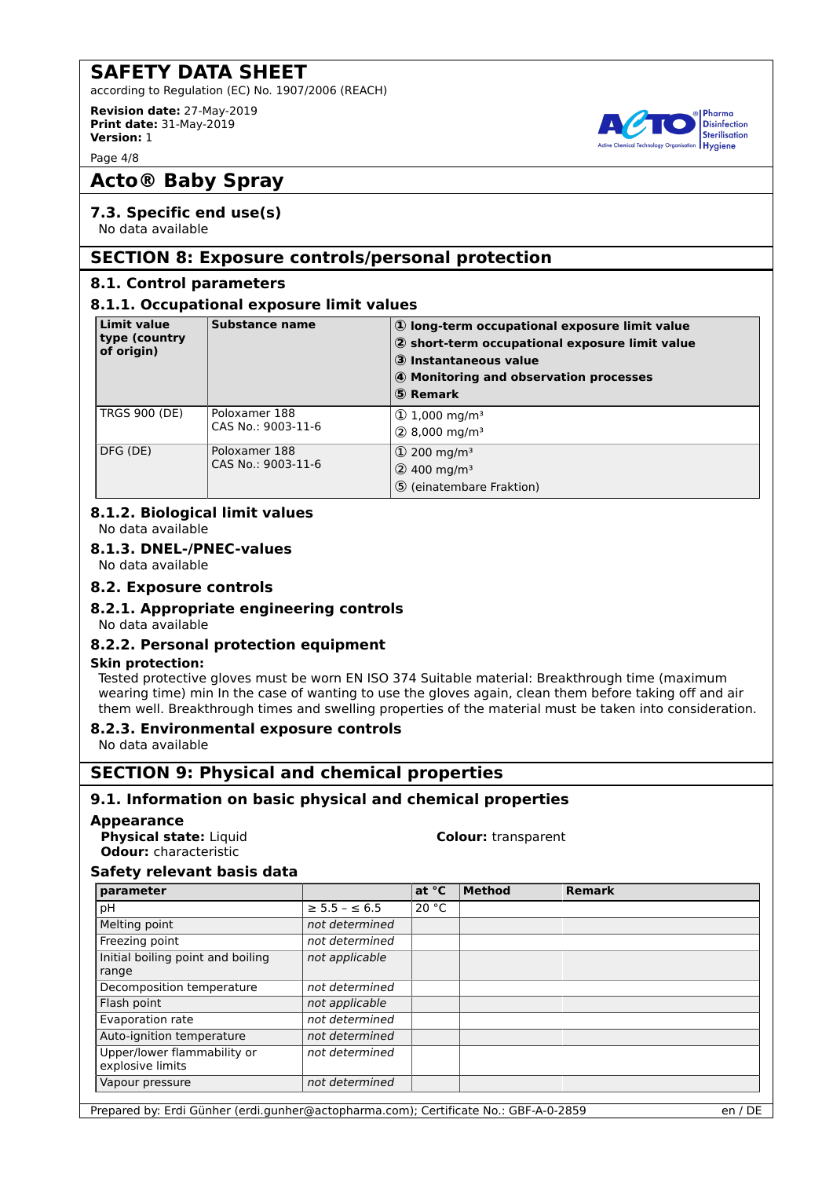## Acto® Baby Spray

### 7.3. Specific end use(s)

No data available

## SECTION 8: Exposure controls/personal protection

### 8.1. Control parameters

#### 8.1.1. Occupational exposure limit values

| Limit value type (country of origin) | Substance name | ① long-term occupational exposure limit value<br>② short-term occupational exposure limit value<br>③ Instantaneous value<br>④ Monitoring and observation processes<br>⑤ Remark |
|---|---|---|
| TRGS 900 (DE) | Poloxamer 188<br>CAS No.: 9003-11-6 | ① 1,000 mg/m³<br>② 8,000 mg/m³ |
| DFG (DE) | Poloxamer 188<br>CAS No.: 9003-11-6 | ① 200 mg/m³<br>② 400 mg/m³<br>⑤ (einatembare Fraktion) |

#### 8.1.2. Biological limit values

No data available

#### 8.1.3. DNEL-/PNEC-values

No data available

### 8.2. Exposure controls

#### 8.2.1. Appropriate engineering controls

No data available

#### 8.2.2. Personal protection equipment

**Skin protection:**

Tested protective gloves must be worn EN ISO 374 Suitable material: Breakthrough time (maximum wearing time) min In the case of wanting to use the gloves again, clean them before taking off and air them well. Breakthrough times and swelling properties of the material must be taken into consideration.

#### 8.2.3. Environmental exposure controls

No data available

## SECTION 9: Physical and chemical properties

### 9.1. Information on basic physical and chemical properties

**Appearance**

**Physical state:** Liquid

**Colour:** transparent

**Odour:** characteristic

**Safety relevant basis data**

| parameter | | at °C | Method | Remark |
|---|---|---|---|---|
| pH | ≥ 5.5 – ≤ 6.5 | 20 °C | | |
| Melting point | *not determined* | | | |
| Freezing point | *not determined* | | | |
| Initial boiling point and boiling range | *not applicable* | | | |
| Decomposition temperature | *not determined* | | | |
| Flash point | *not applicable* | | | |
| Evaporation rate | *not determined* | | | |
| Auto-ignition temperature | *not determined* | | | |
| Upper/lower flammability or explosive limits | *not determined* | | | |
| Vapour pressure | *not determined* | | | |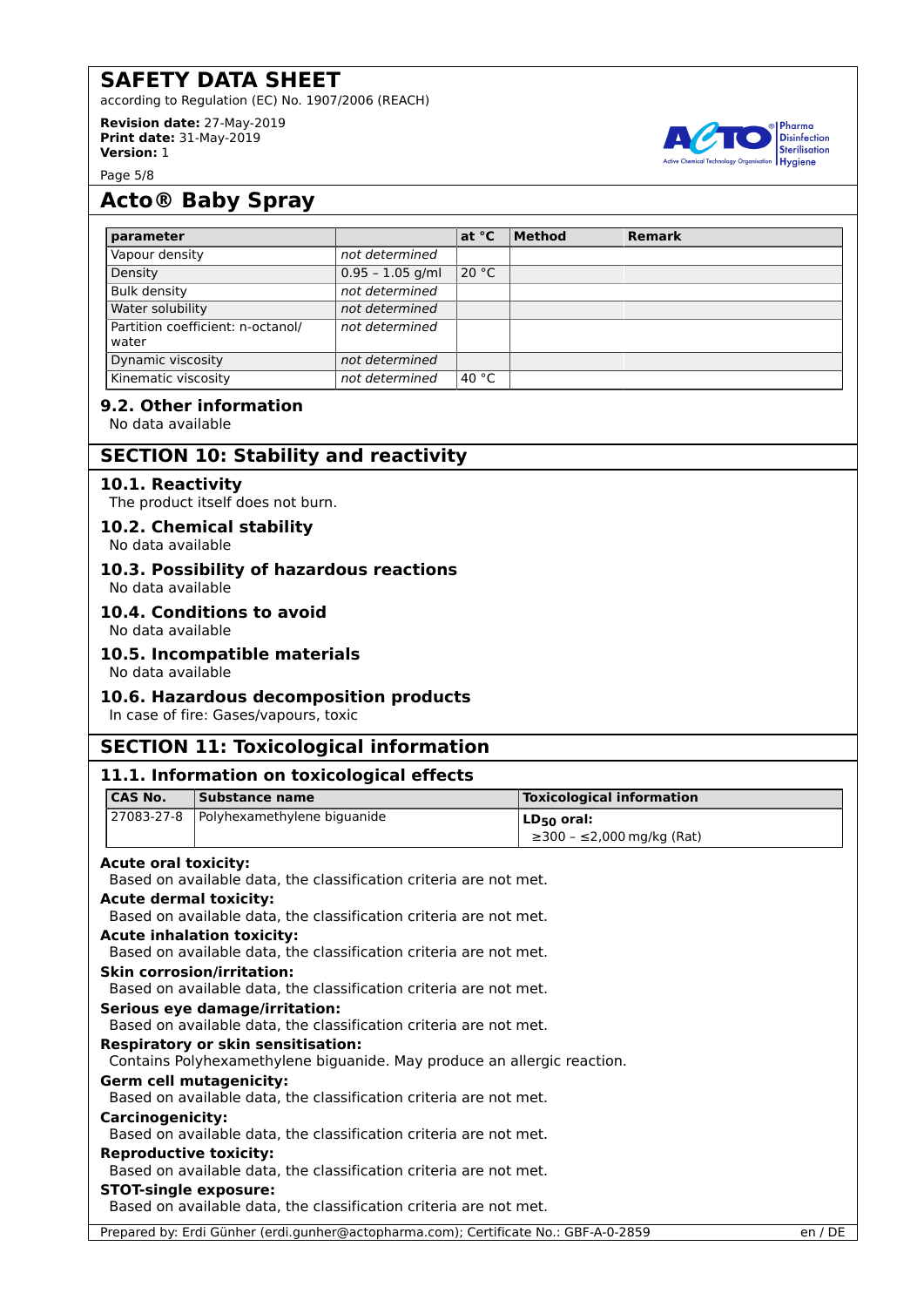## Acto® Baby Spray

| parameter | | at °C | Method | Remark |
|---|---|---|---|---|
| Vapour density | *not determined* | | | |
| Density | 0.95 – 1.05 g/ml | 20 °C | | |
| Bulk density | *not determined* | | | |
| Water solubility | *not determined* | | | |
| Partition coefficient: n-octanol/ water | *not determined* | | | |
| Dynamic viscosity | *not determined* | | | |
| Kinematic viscosity | *not determined* | 40 °C | | |

### 9.2. Other information

No data available

## SECTION 10: Stability and reactivity

### 10.1. Reactivity

The product itself does not burn.

### 10.2. Chemical stability

No data available

### 10.3. Possibility of hazardous reactions

No data available

### 10.4. Conditions to avoid

No data available

### 10.5. Incompatible materials

No data available

### 10.6. Hazardous decomposition products

In case of fire: Gases/vapours, toxic

## SECTION 11: Toxicological information

### 11.1. Information on toxicological effects

| CAS No. | Substance name | Toxicological information |
|---|---|---|
| 27083-27-8 | Polyhexamethylene biguanide | **$LD_{50}$ oral:** ≥300 – ≤2,000 mg/kg (Rat) |

**Acute oral toxicity:**
Based on available data, the classification criteria are not met.

**Acute dermal toxicity:**
Based on available data, the classification criteria are not met.

**Acute inhalation toxicity:**
Based on available data, the classification criteria are not met.

**Skin corrosion/irritation:**
Based on available data, the classification criteria are not met.

**Serious eye damage/irritation:**
Based on available data, the classification criteria are not met.

**Respiratory or skin sensitisation:**
Contains Polyhexamethylene biguanide. May produce an allergic reaction.

**Germ cell mutagenicity:**
Based on available data, the classification criteria are not met.

**Carcinogenicity:**
Based on available data, the classification criteria are not met.

**Reproductive toxicity:**
Based on available data, the classification criteria are not met.

**STOT-single exposure:**
Based on available data, the classification criteria are not met.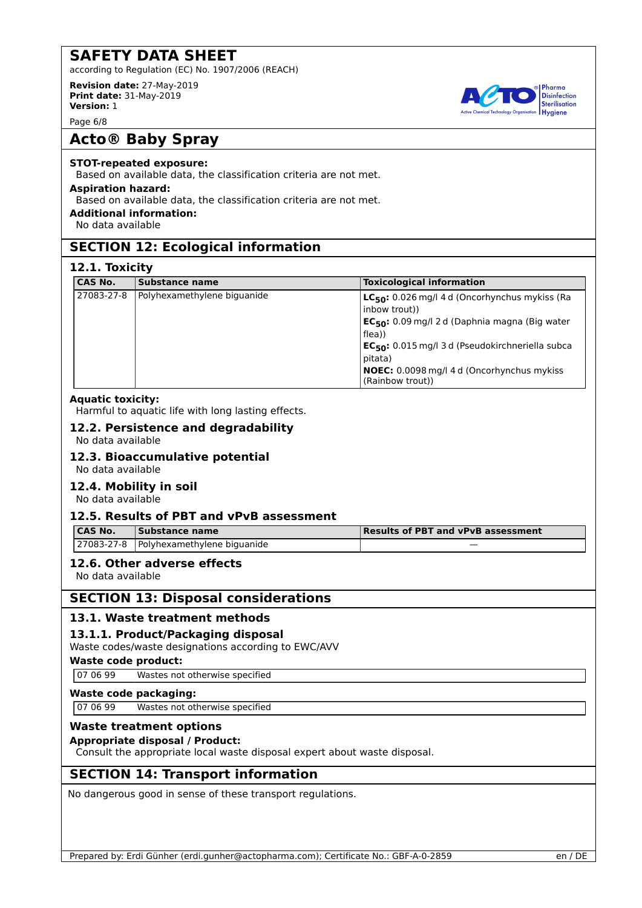**STOT-repeated exposure:**

Based on available data, the classification criteria are not met.

**Aspiration hazard:**

Based on available data, the classification criteria are not met.

**Additional information:**

No data available

## SECTION 12: Ecological information

### 12.1. Toxicity

| CAS No. | Substance name | Toxicological information |
|---|---|---|
| 27083-27-8 | Polyhexamethylene biguanide | **$LC_{50}$:** 0.026 mg/l 4 d (Oncorhynchus mykiss (Rainbow trout))<br>**$EC_{50}$:** 0.09 mg/l 2 d (Daphnia magna (Big water flea))<br>**$EC_{50}$:** 0.015 mg/l 3 d (Pseudokirchneriella subcapitata)<br>**NOEC:** 0.0098 mg/l 4 d (Oncorhynchus mykiss (Rainbow trout)) |

**Aquatic toxicity:**

Harmful to aquatic life with long lasting effects.

### 12.2. Persistence and degradability

No data available

### 12.3. Bioaccumulative potential

No data available

### 12.4. Mobility in soil

No data available

### 12.5. Results of PBT and vPvB assessment

| CAS No. | Substance name | Results of PBT and vPvB assessment |
|---|---|---|
| 27083-27-8 | Polyhexamethylene biguanide | — |

### 12.6. Other adverse effects

No data available

## SECTION 13: Disposal considerations

### 13.1. Waste treatment methods

#### 13.1.1. Product/Packaging disposal

Waste codes/waste designations according to EWC/AVV

**Waste code product:**

| 07 06 99 | Wastes not otherwise specified |
|---|---|

**Waste code packaging:**

| 07 06 99 | Wastes not otherwise specified |
|---|---|

**Waste treatment options**

**Appropriate disposal / Product:**

Consult the appropriate local waste disposal expert about waste disposal.

## SECTION 14: Transport information

No dangerous good in sense of these transport regulations.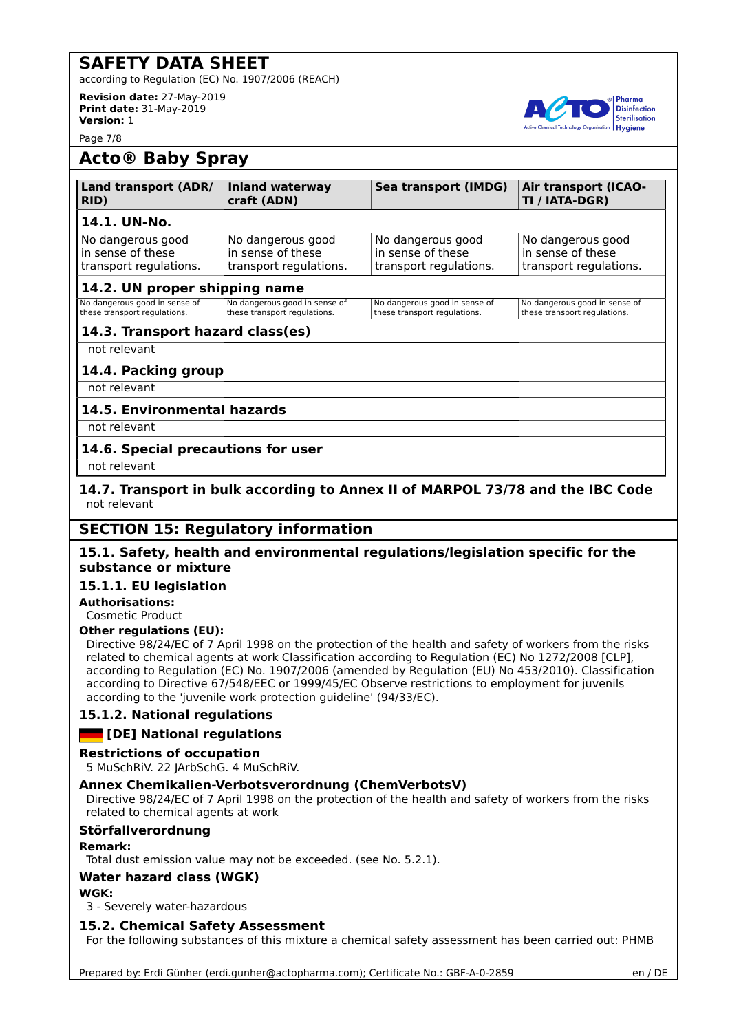# SAFETY DATA SHEET

according to Regulation (EC) No. 1907/2006 (REACH)

**Revision date:** 27-May-2019
**Print date:** 31-May-2019
**Version:** 1

## Acto® Baby Spray

| Land transport (ADR/ RID) | Inland waterway craft (ADN) | Sea transport (IMDG) | Air transport (ICAO-TI / IATA-DGR) |
|---|---|---|---|
| **14.1. UN-No.** | | | |
| No dangerous good in sense of these transport regulations. | No dangerous good in sense of these transport regulations. | No dangerous good in sense of these transport regulations. | No dangerous good in sense of these transport regulations. |
| **14.2. UN proper shipping name** | | | |
| No dangerous good in sense of these transport regulations. | No dangerous good in sense of these transport regulations. | No dangerous good in sense of these transport regulations. | No dangerous good in sense of these transport regulations. |
| **14.3. Transport hazard class(es)** | | | |
| not relevant | | | |
| **14.4. Packing group** | | | |
| not relevant | | | |
| **14.5. Environmental hazards** | | | |
| not relevant | | | |
| **14.6. Special precautions for user** | | | |
| not relevant | | | |

### 14.7. Transport in bulk according to Annex II of MARPOL 73/78 and the IBC Code

not relevant

## SECTION 15: Regulatory information

### 15.1. Safety, health and environmental regulations/legislation specific for the substance or mixture

### 15.1.1. EU legislation

**Authorisations:**

Cosmetic Product

**Other regulations (EU):**

Directive 98/24/EC of 7 April 1998 on the protection of the health and safety of workers from the risks related to chemical agents at work Classification according to Regulation (EC) No 1272/2008 [CLP], according to Regulation (EC) No. 1907/2006 (amended by Regulation (EU) No 453/2010). Classification according to Directive 67/548/EEC or 1999/45/EC Observe restrictions to employment for juvenils according to the 'juvenile work protection guideline' (94/33/EC).

### 15.1.2. National regulations

### [DE] National regulations

#### Restrictions of occupation

5 MuSchRiV. 22 JArbSchG. 4 MuSchRiV.

#### Annex Chemikalien-Verbotsverordnung (ChemVerbotsV)

Directive 98/24/EC of 7 April 1998 on the protection of the health and safety of workers from the risks related to chemical agents at work

#### Störfallverordnung

**Remark:**

Total dust emission value may not be exceeded. (see No. 5.2.1).

#### Water hazard class (WGK)

**WGK:**

3 - Severely water-hazardous

### 15.2. Chemical Safety Assessment

For the following substances of this mixture a chemical safety assessment has been carried out: PHMB

Prepared by: Erdi Günher (erdi.gunher@actopharma.com); Certificate No.: GBF-A-0-2859 en / DE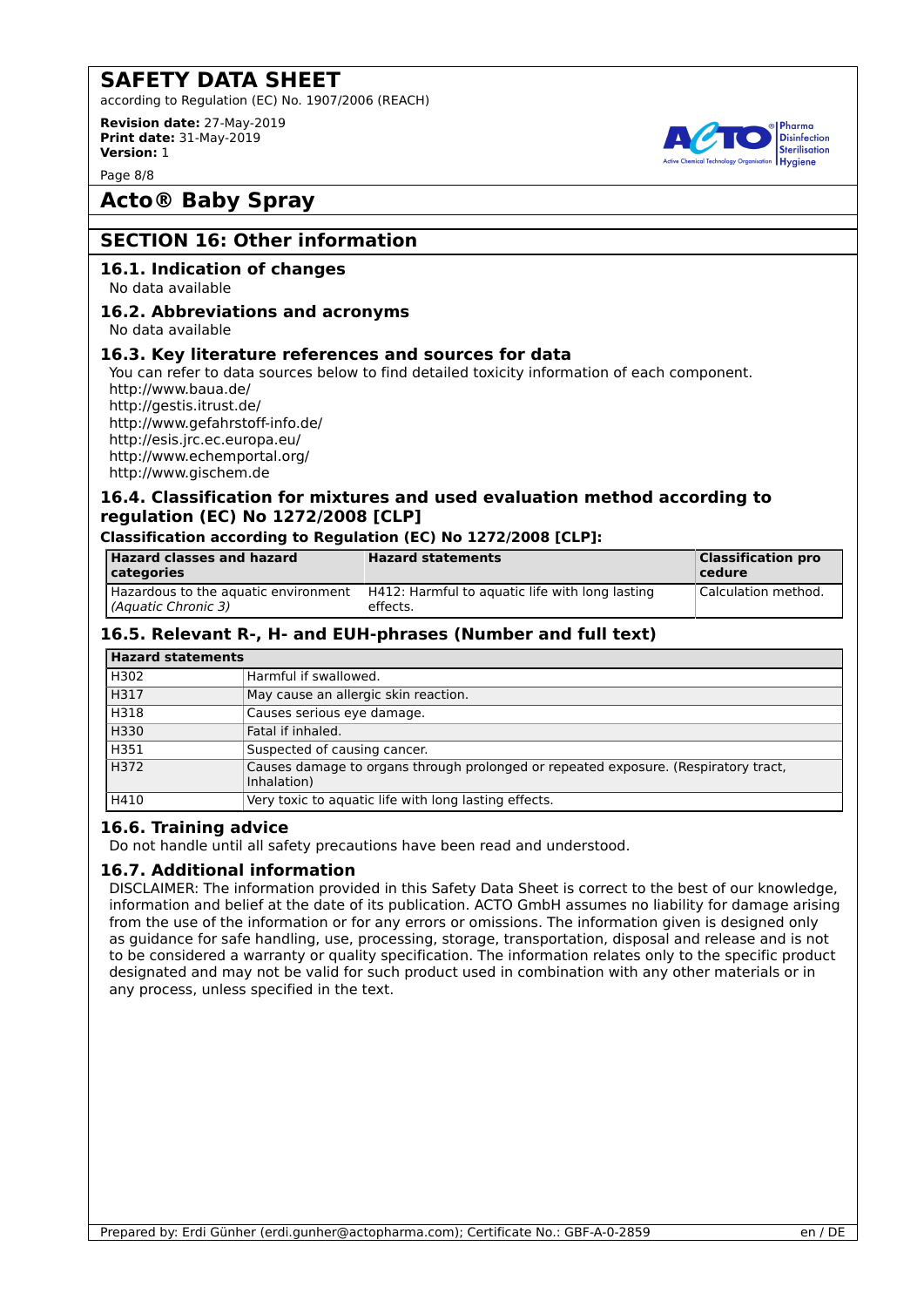# Acto® Baby Spray

## SECTION 16: Other information

### 16.1. Indication of changes

No data available

### 16.2. Abbreviations and acronyms

No data available

### 16.3. Key literature references and sources for data

You can refer to data sources below to find detailed toxicity information of each component.
http://www.baua.de/
http://gestis.itrust.de/
http://www.gefahrstoff-info.de/
http://esis.jrc.ec.europa.eu/
http://www.echemportal.org/
http://www.gischem.de

### 16.4. Classification for mixtures and used evaluation method according to regulation (EC) No 1272/2008 [CLP]

**Classification according to Regulation (EC) No 1272/2008 [CLP]:**

| Hazard classes and hazard categories | Hazard statements | Classification pro cedure |
|---|---|---|
| Hazardous to the aquatic environment *(Aquatic Chronic 3)* | H412: Harmful to aquatic life with long lasting effects. | Calculation method. |

### 16.5. Relevant R-, H- and EUH-phrases (Number and full text)

| Hazard statements | |
|---|---|
| H302 | Harmful if swallowed. |
| H317 | May cause an allergic skin reaction. |
| H318 | Causes serious eye damage. |
| H330 | Fatal if inhaled. |
| H351 | Suspected of causing cancer. |
| H372 | Causes damage to organs through prolonged or repeated exposure. (Respiratory tract, Inhalation) |
| H410 | Very toxic to aquatic life with long lasting effects. |

### 16.6. Training advice

Do not handle until all safety precautions have been read and understood.

### 16.7. Additional information

DISCLAIMER: The information provided in this Safety Data Sheet is correct to the best of our knowledge, information and belief at the date of its publication. ACTO GmbH assumes no liability for damage arising from the use of the information or for any errors or omissions. The information given is designed only as guidance for safe handling, use, processing, storage, transportation, disposal and release and is not to be considered a warranty or quality specification. The information relates only to the specific product designated and may not be valid for such product used in combination with any other materials or in any process, unless specified in the text.